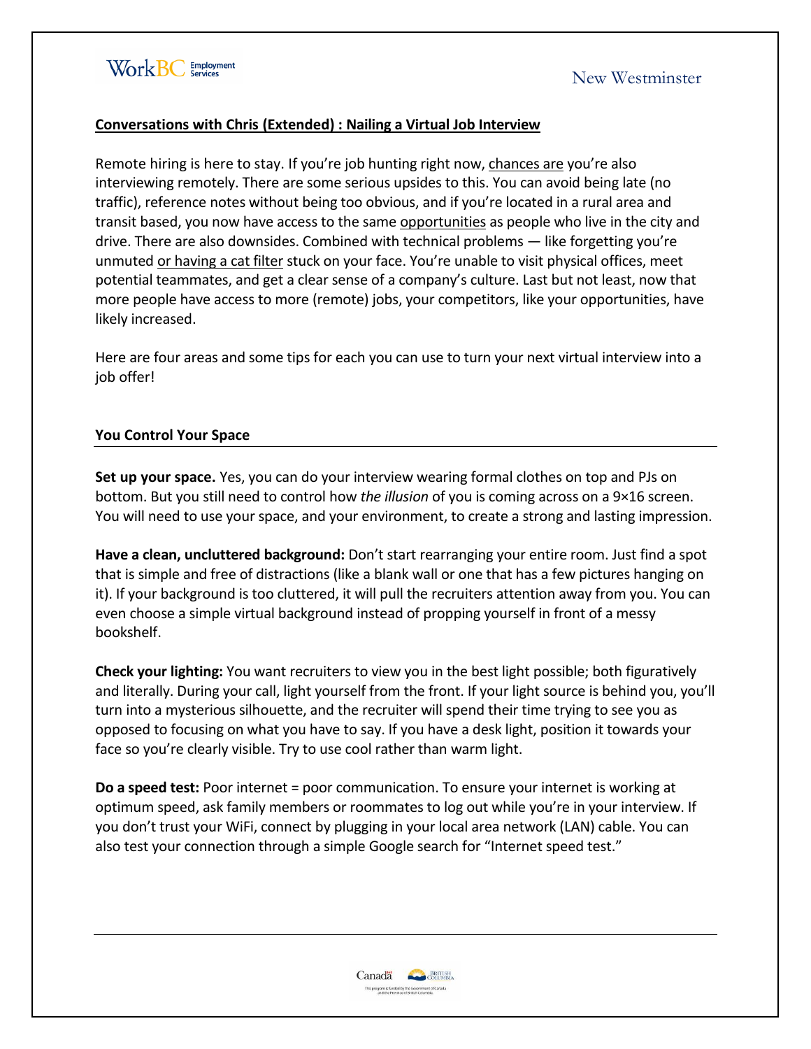## Conversations with Chris (Extended) : Nailing a Virtual Job Interview

Remote hiring is here to stay. If you're job hunting right now, chances are you're also interviewing remotely. There are some serious upsides to this. You can avoid being late (no traffic), reference notes without being too obvious, and if you're located in a rural area and transit based, you now have access to the same opportunities as people who live in the city and drive. There are also downsides. Combined with technical problems — like forgetting you're unmuted or having a cat filter stuck on your face. You're unable to visit physical offices, meet potential teammates, and get a clear sense of a company's culture. Last but not least, now that more people have access to more (remote) jobs, your competitors, like your opportunities, have likely increased.

Here are four areas and some tips for each you can use to turn your next virtual interview into a job offer!

### You Control Your Space

**Set up your space.** Yes, you can do your interview wearing formal clothes on top and PJs on bottom. But you still need to control how *the illusion* of you is coming across on a 9×16 screen. You will need to use your space, and your environment, to create a strong and lasting impression.

**Have a clean, uncluttered background:** Don't start rearranging your entire room. Just find a spot that is simple and free of distractions (like a blank wall or one that has a few pictures hanging on it). If your background is too cluttered, it will pull the recruiters attention away from you. You can even choose a simple virtual background instead of propping yourself in front of a messy bookshelf.

**Check your lighting:** You want recruiters to view you in the best light possible; both figuratively and literally. During your call, light yourself from the front. If your light source is behind you, you'll turn into a mysterious silhouette, and the recruiter will spend their time trying to see you as opposed to focusing on what you have to say. If you have a desk light, position it towards your face so you're clearly visible. Try to use cool rather than warm light.

**Do a speed test:** Poor internet = poor communication. To ensure your internet is working at optimum speed, ask family members or roommates to log out while you're in your interview. If you don't trust your WiFi, connect by plugging in your local area network (LAN) cable. You can also test your connection through a simple Google search for "Internet speed test."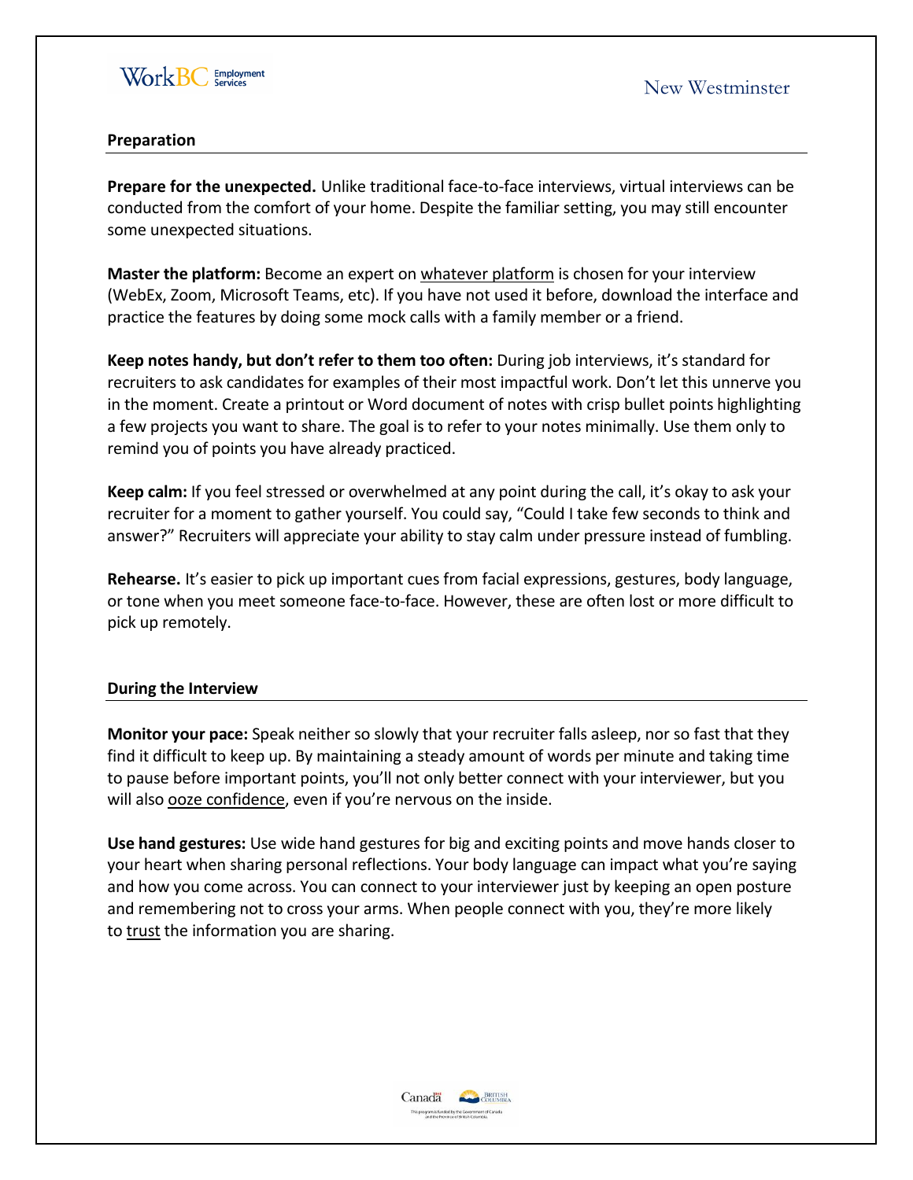## Preparation

**Prepare for the unexpected.** Unlike traditional face-to-face interviews, virtual interviews can be conducted from the comfort of your home. Despite the familiar setting, you may still encounter some unexpected situations.

**Master the platform:** Become an expert on whatever platform is chosen for your interview (WebEx, Zoom, Microsoft Teams, etc). If you have not used it before, download the interface and practice the features by doing some mock calls with a family member or a friend.

**Keep notes handy, but don't refer to them too often:** During job interviews, it's standard for recruiters to ask candidates for examples of their most impactful work. Don't let this unnerve you in the moment. Create a printout or Word document of notes with crisp bullet points highlighting a few projects you want to share. The goal is to refer to your notes minimally. Use them only to remind you of points you have already practiced.

**Keep calm:** If you feel stressed or overwhelmed at any point during the call, it's okay to ask your recruiter for a moment to gather yourself. You could say, "Could I take few seconds to think and answer?" Recruiters will appreciate your ability to stay calm under pressure instead of fumbling.

**Rehearse.** It's easier to pick up important cues from facial expressions, gestures, body language, or tone when you meet someone face-to-face. However, these are often lost or more difficult to pick up remotely.

## During the Interview

**Monitor your pace:** Speak neither so slowly that your recruiter falls asleep, nor so fast that they find it difficult to keep up. By maintaining a steady amount of words per minute and taking time to pause before important points, you'll not only better connect with your interviewer, but you will also ooze confidence, even if you're nervous on the inside.

**Use hand gestures:** Use wide hand gestures for big and exciting points and move hands closer to your heart when sharing personal reflections. Your body language can impact what you're saying and how you come across. You can connect to your interviewer just by keeping an open posture and remembering not to cross your arms. When people connect with you, they're more likely to trust the information you are sharing.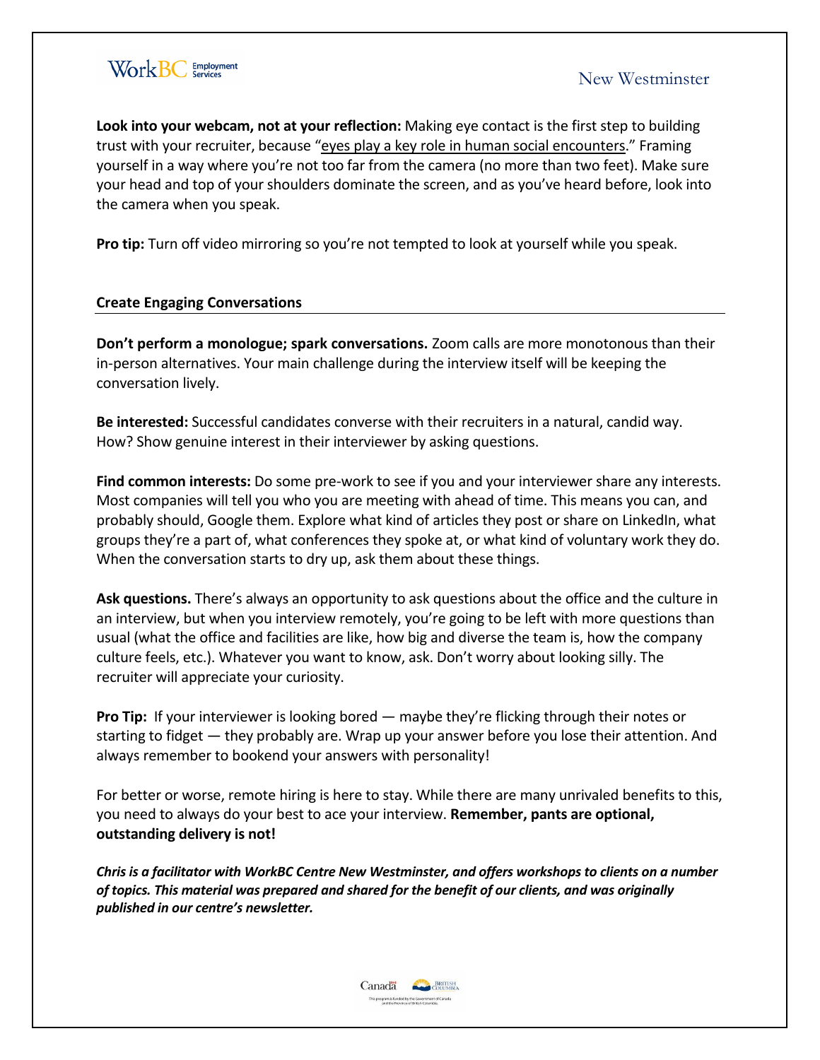**Look into your webcam, not at your reflection:** Making eye contact is the first step to building trust with your recruiter, because "eyes play a key role in human social encounters." Framing yourself in a way where you're not too far from the camera (no more than two feet). Make sure your head and top of your shoulders dominate the screen, and as you've heard before, look into the camera when you speak.

**Pro tip:** Turn off video mirroring so you're not tempted to look at yourself while you speak.

## Create Engaging Conversations

**Don't perform a monologue; spark conversations.** Zoom calls are more monotonous than their in-person alternatives. Your main challenge during the interview itself will be keeping the conversation lively.

**Be interested:** Successful candidates converse with their recruiters in a natural, candid way. How? Show genuine interest in their interviewer by asking questions.

**Find common interests:** Do some pre-work to see if you and your interviewer share any interests. Most companies will tell you who you are meeting with ahead of time. This means you can, and probably should, Google them. Explore what kind of articles they post or share on LinkedIn, what groups they're a part of, what conferences they spoke at, or what kind of voluntary work they do. When the conversation starts to dry up, ask them about these things.

**Ask questions.** There's always an opportunity to ask questions about the office and the culture in an interview, but when you interview remotely, you're going to be left with more questions than usual (what the office and facilities are like, how big and diverse the team is, how the company culture feels, etc.). Whatever you want to know, ask. Don't worry about looking silly. The recruiter will appreciate your curiosity.

**Pro Tip:** If your interviewer is looking bored — maybe they're flicking through their notes or starting to fidget — they probably are. Wrap up your answer before you lose their attention. And always remember to bookend your answers with personality!

For better or worse, remote hiring is here to stay. While there are many unrivaled benefits to this, you need to always do your best to ace your interview. **Remember, pants are optional, outstanding delivery is not!**

***Chris is a facilitator with WorkBC Centre New Westminster, and offers workshops to clients on a number of topics. This material was prepared and shared for the benefit of our clients, and was originally published in our centre's newsletter.***